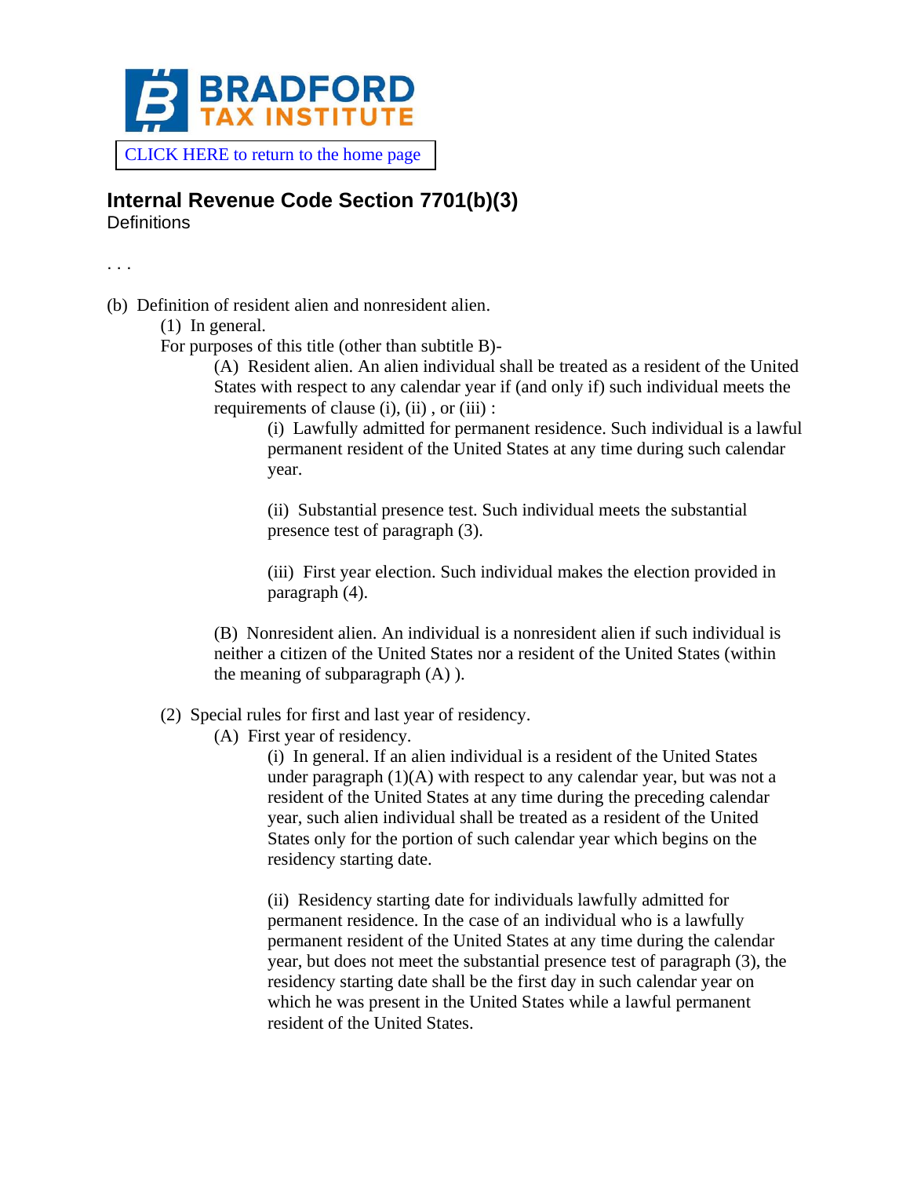BRADFORD TAX INSTITUTE

CLICK HERE to return to the home page

# Internal Revenue Code Section 7701(b)(3)

Definitions

. . .

(b) Definition of resident alien and nonresident alien.

(1) In general.

For purposes of this title (other than subtitle B)-

(A) Resident alien. An alien individual shall be treated as a resident of the United States with respect to any calendar year if (and only if) such individual meets the requirements of clause (i), (ii) , or (iii) :

(i) Lawfully admitted for permanent residence. Such individual is a lawful permanent resident of the United States at any time during such calendar year.

(ii) Substantial presence test. Such individual meets the substantial presence test of paragraph (3).

(iii) First year election. Such individual makes the election provided in paragraph (4).

(B) Nonresident alien. An individual is a nonresident alien if such individual is neither a citizen of the United States nor a resident of the United States (within the meaning of subparagraph (A) ).

(2) Special rules for first and last year of residency.

(A) First year of residency.

(i) In general. If an alien individual is a resident of the United States under paragraph (1)(A) with respect to any calendar year, but was not a resident of the United States at any time during the preceding calendar year, such alien individual shall be treated as a resident of the United States only for the portion of such calendar year which begins on the residency starting date.

(ii) Residency starting date for individuals lawfully admitted for permanent residence. In the case of an individual who is a lawfully permanent resident of the United States at any time during the calendar year, but does not meet the substantial presence test of paragraph (3), the residency starting date shall be the first day in such calendar year on which he was present in the United States while a lawful permanent resident of the United States.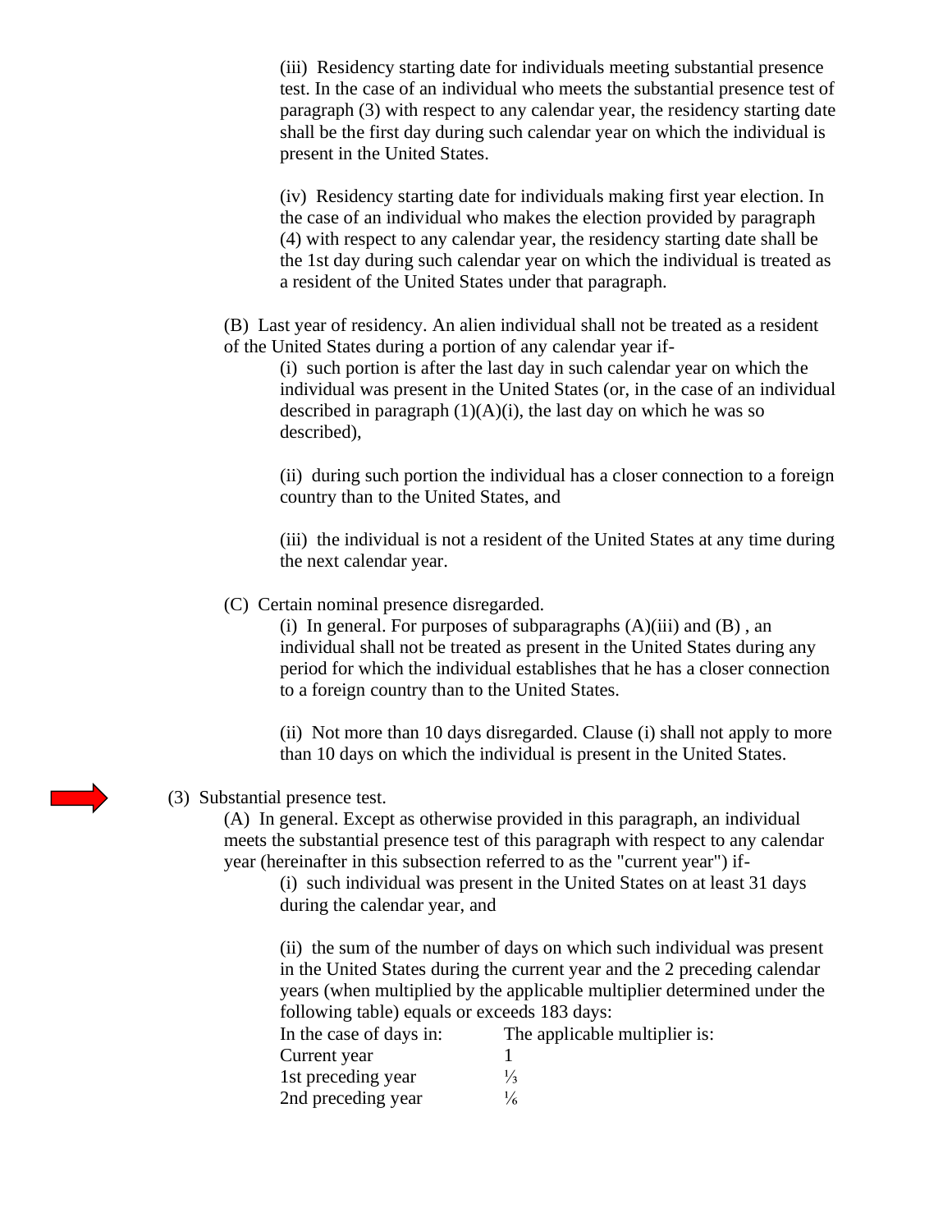(iii) Residency starting date for individuals meeting substantial presence test. In the case of an individual who meets the substantial presence test of paragraph (3) with respect to any calendar year, the residency starting date shall be the first day during such calendar year on which the individual is present in the United States.

(iv) Residency starting date for individuals making first year election. In the case of an individual who makes the election provided by paragraph (4) with respect to any calendar year, the residency starting date shall be the 1st day during such calendar year on which the individual is treated as a resident of the United States under that paragraph.

(B) Last year of residency. An alien individual shall not be treated as a resident of the United States during a portion of any calendar year if-

(i) such portion is after the last day in such calendar year on which the individual was present in the United States (or, in the case of an individual described in paragraph (1)(A)(i), the last day on which he was so described),

(ii) during such portion the individual has a closer connection to a foreign country than to the United States, and

(iii) the individual is not a resident of the United States at any time during the next calendar year.

(C) Certain nominal presence disregarded.

(i) In general. For purposes of subparagraphs (A)(iii) and (B) , an individual shall not be treated as present in the United States during any period for which the individual establishes that he has a closer connection to a foreign country than to the United States.

(ii) Not more than 10 days disregarded. Clause (i) shall not apply to more than 10 days on which the individual is present in the United States.

(3) Substantial presence test.

(A) In general. Except as otherwise provided in this paragraph, an individual meets the substantial presence test of this paragraph with respect to any calendar year (hereinafter in this subsection referred to as the "current year") if-

(i) such individual was present in the United States on at least 31 days during the calendar year, and

(ii) the sum of the number of days on which such individual was present in the United States during the current year and the 2 preceding calendar years (when multiplied by the applicable multiplier determined under the following table) equals or exceeds 183 days:

| In the case of days in: | The applicable multiplier is: |
|---|---|
| Current year | 1 |
| 1st preceding year | ⅓ |
| 2nd preceding year | ⅙ |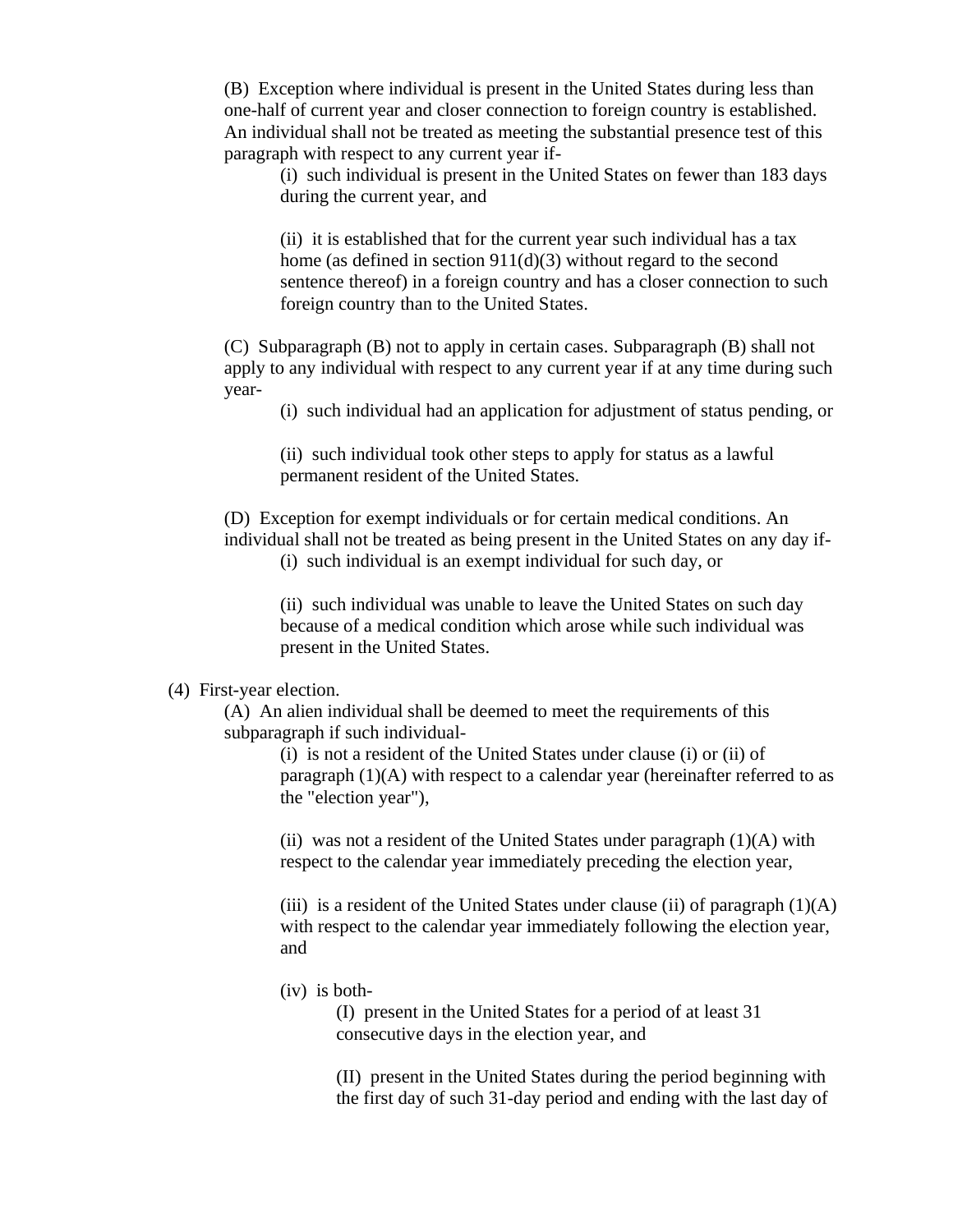(B) Exception where individual is present in the United States during less than one-half of current year and closer connection to foreign country is established. An individual shall not be treated as meeting the substantial presence test of this paragraph with respect to any current year if-

(i) such individual is present in the United States on fewer than 183 days during the current year, and

(ii) it is established that for the current year such individual has a tax home (as defined in section 911(d)(3) without regard to the second sentence thereof) in a foreign country and has a closer connection to such foreign country than to the United States.

(C) Subparagraph (B) not to apply in certain cases. Subparagraph (B) shall not apply to any individual with respect to any current year if at any time during such year-

(i) such individual had an application for adjustment of status pending, or

(ii) such individual took other steps to apply for status as a lawful permanent resident of the United States.

(D) Exception for exempt individuals or for certain medical conditions. An individual shall not be treated as being present in the United States on any day if-

(i) such individual is an exempt individual for such day, or

(ii) such individual was unable to leave the United States on such day because of a medical condition which arose while such individual was present in the United States.

(4) First-year election.

(A) An alien individual shall be deemed to meet the requirements of this subparagraph if such individual-

(i) is not a resident of the United States under clause (i) or (ii) of paragraph (1)(A) with respect to a calendar year (hereinafter referred to as the "election year"),

(ii) was not a resident of the United States under paragraph (1)(A) with respect to the calendar year immediately preceding the election year,

(iii) is a resident of the United States under clause (ii) of paragraph (1)(A) with respect to the calendar year immediately following the election year, and

(iv) is both-

(I) present in the United States for a period of at least 31 consecutive days in the election year, and

(II) present in the United States during the period beginning with the first day of such 31-day period and ending with the last day of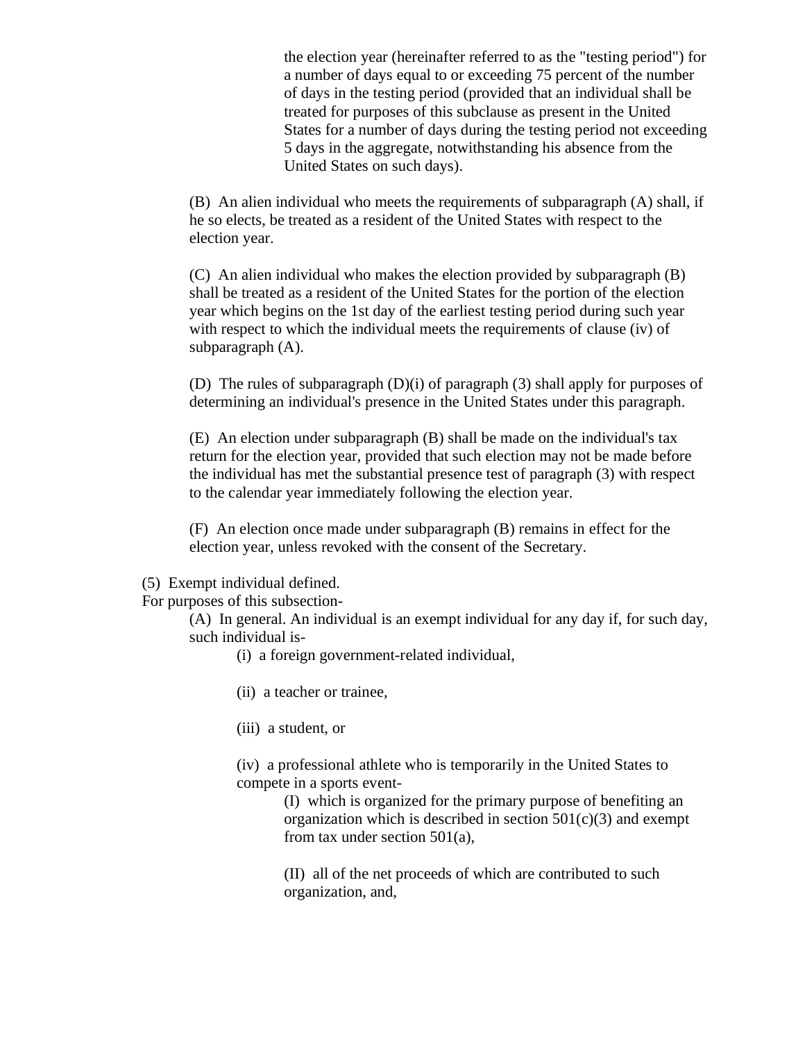the election year (hereinafter referred to as the "testing period") for a number of days equal to or exceeding 75 percent of the number of days in the testing period (provided that an individual shall be treated for purposes of this subclause as present in the United States for a number of days during the testing period not exceeding 5 days in the aggregate, notwithstanding his absence from the United States on such days).

(B) An alien individual who meets the requirements of subparagraph (A) shall, if he so elects, be treated as a resident of the United States with respect to the election year.

(C) An alien individual who makes the election provided by subparagraph (B) shall be treated as a resident of the United States for the portion of the election year which begins on the 1st day of the earliest testing period during such year with respect to which the individual meets the requirements of clause (iv) of subparagraph (A).

(D) The rules of subparagraph (D)(i) of paragraph (3) shall apply for purposes of determining an individual's presence in the United States under this paragraph.

(E) An election under subparagraph (B) shall be made on the individual's tax return for the election year, provided that such election may not be made before the individual has met the substantial presence test of paragraph (3) with respect to the calendar year immediately following the election year.

(F) An election once made under subparagraph (B) remains in effect for the election year, unless revoked with the consent of the Secretary.

(5) Exempt individual defined.
For purposes of this subsection-

(A) In general. An individual is an exempt individual for any day if, for such day, such individual is-

(i) a foreign government-related individual,

(ii) a teacher or trainee,

(iii) a student, or

(iv) a professional athlete who is temporarily in the United States to compete in a sports event-

(I) which is organized for the primary purpose of benefiting an organization which is described in section 501(c)(3) and exempt from tax under section 501(a),

(II) all of the net proceeds of which are contributed to such organization, and,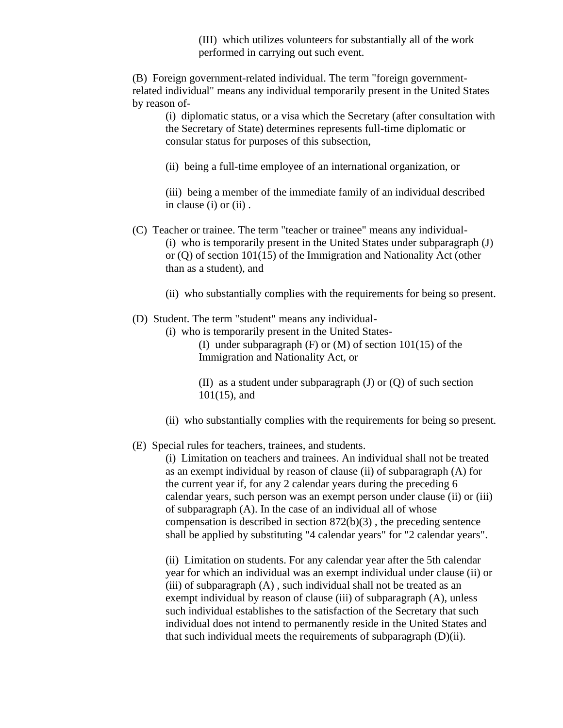(III) which utilizes volunteers for substantially all of the work performed in carrying out such event.

(B) Foreign government-related individual. The term "foreign government-related individual" means any individual temporarily present in the United States by reason of-

(i) diplomatic status, or a visa which the Secretary (after consultation with the Secretary of State) determines represents full-time diplomatic or consular status for purposes of this subsection,

(ii) being a full-time employee of an international organization, or

(iii) being a member of the immediate family of an individual described in clause (i) or (ii) .

(C) Teacher or trainee. The term "teacher or trainee" means any individual-

(i) who is temporarily present in the United States under subparagraph (J) or (Q) of section 101(15) of the Immigration and Nationality Act (other than as a student), and

(ii) who substantially complies with the requirements for being so present.

(D) Student. The term "student" means any individual-

(i) who is temporarily present in the United States-

(I) under subparagraph (F) or (M) of section 101(15) of the Immigration and Nationality Act, or

(II) as a student under subparagraph (J) or (Q) of such section 101(15), and

(ii) who substantially complies with the requirements for being so present.

(E) Special rules for teachers, trainees, and students.

(i) Limitation on teachers and trainees. An individual shall not be treated as an exempt individual by reason of clause (ii) of subparagraph (A) for the current year if, for any 2 calendar years during the preceding 6 calendar years, such person was an exempt person under clause (ii) or (iii) of subparagraph (A). In the case of an individual all of whose compensation is described in section 872(b)(3) , the preceding sentence shall be applied by substituting "4 calendar years" for "2 calendar years".

(ii) Limitation on students. For any calendar year after the 5th calendar year for which an individual was an exempt individual under clause (ii) or (iii) of subparagraph (A) , such individual shall not be treated as an exempt individual by reason of clause (iii) of subparagraph (A), unless such individual establishes to the satisfaction of the Secretary that such individual does not intend to permanently reside in the United States and that such individual meets the requirements of subparagraph (D)(ii).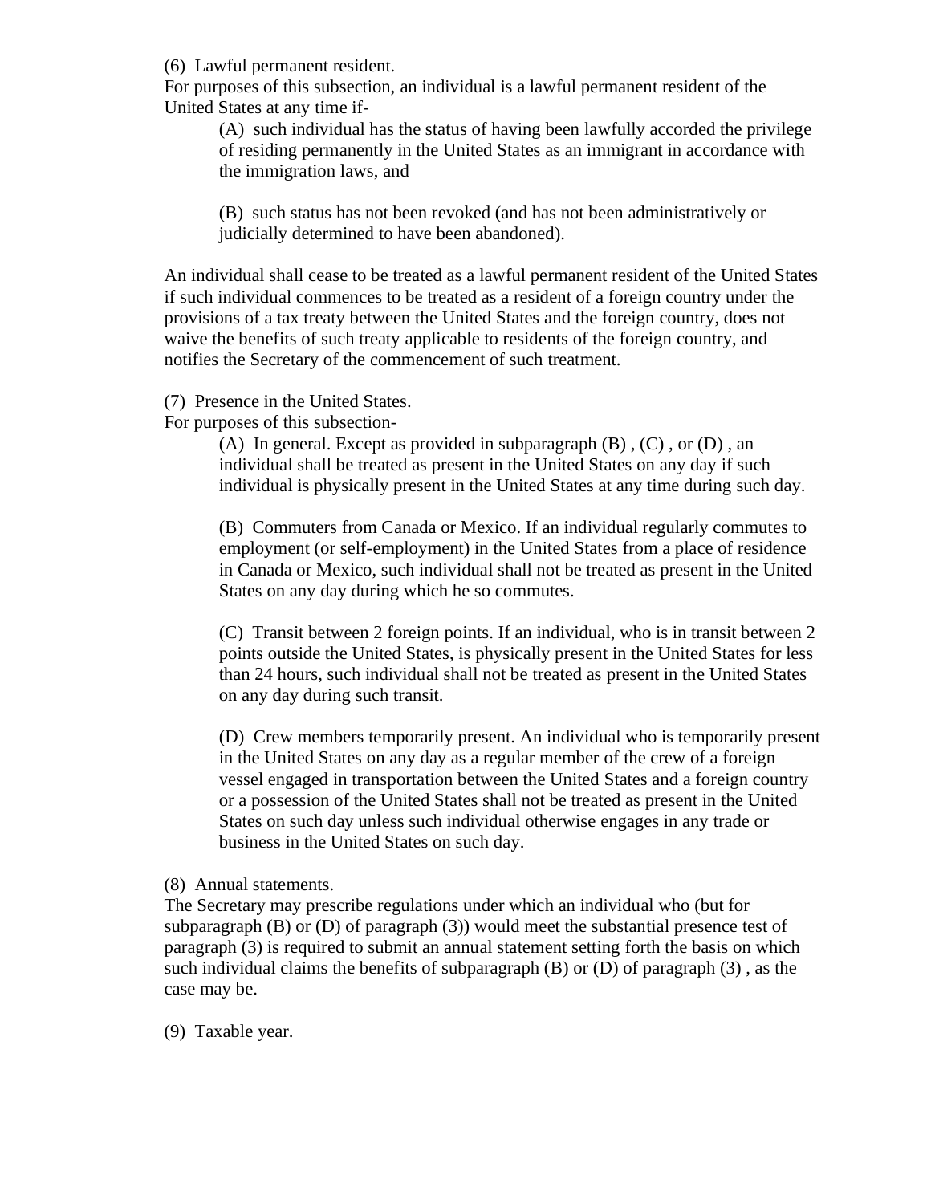(6) Lawful permanent resident.
For purposes of this subsection, an individual is a lawful permanent resident of the United States at any time if-

> (A) such individual has the status of having been lawfully accorded the privilege of residing permanently in the United States as an immigrant in accordance with the immigration laws, and
>
> (B) such status has not been revoked (and has not been administratively or judicially determined to have been abandoned).

An individual shall cease to be treated as a lawful permanent resident of the United States if such individual commences to be treated as a resident of a foreign country under the provisions of a tax treaty between the United States and the foreign country, does not waive the benefits of such treaty applicable to residents of the foreign country, and notifies the Secretary of the commencement of such treatment.

(7) Presence in the United States.
For purposes of this subsection-

> (A) In general. Except as provided in subparagraph (B) , (C) , or (D) , an individual shall be treated as present in the United States on any day if such individual is physically present in the United States at any time during such day.
>
> (B) Commuters from Canada or Mexico. If an individual regularly commutes to employment (or self-employment) in the United States from a place of residence in Canada or Mexico, such individual shall not be treated as present in the United States on any day during which he so commutes.
>
> (C) Transit between 2 foreign points. If an individual, who is in transit between 2 points outside the United States, is physically present in the United States for less than 24 hours, such individual shall not be treated as present in the United States on any day during such transit.
>
> (D) Crew members temporarily present. An individual who is temporarily present in the United States on any day as a regular member of the crew of a foreign vessel engaged in transportation between the United States and a foreign country or a possession of the United States shall not be treated as present in the United States on such day unless such individual otherwise engages in any trade or business in the United States on such day.

(8) Annual statements.
The Secretary may prescribe regulations under which an individual who (but for subparagraph (B) or (D) of paragraph (3)) would meet the substantial presence test of paragraph (3) is required to submit an annual statement setting forth the basis on which such individual claims the benefits of subparagraph (B) or (D) of paragraph (3) , as the case may be.

(9) Taxable year.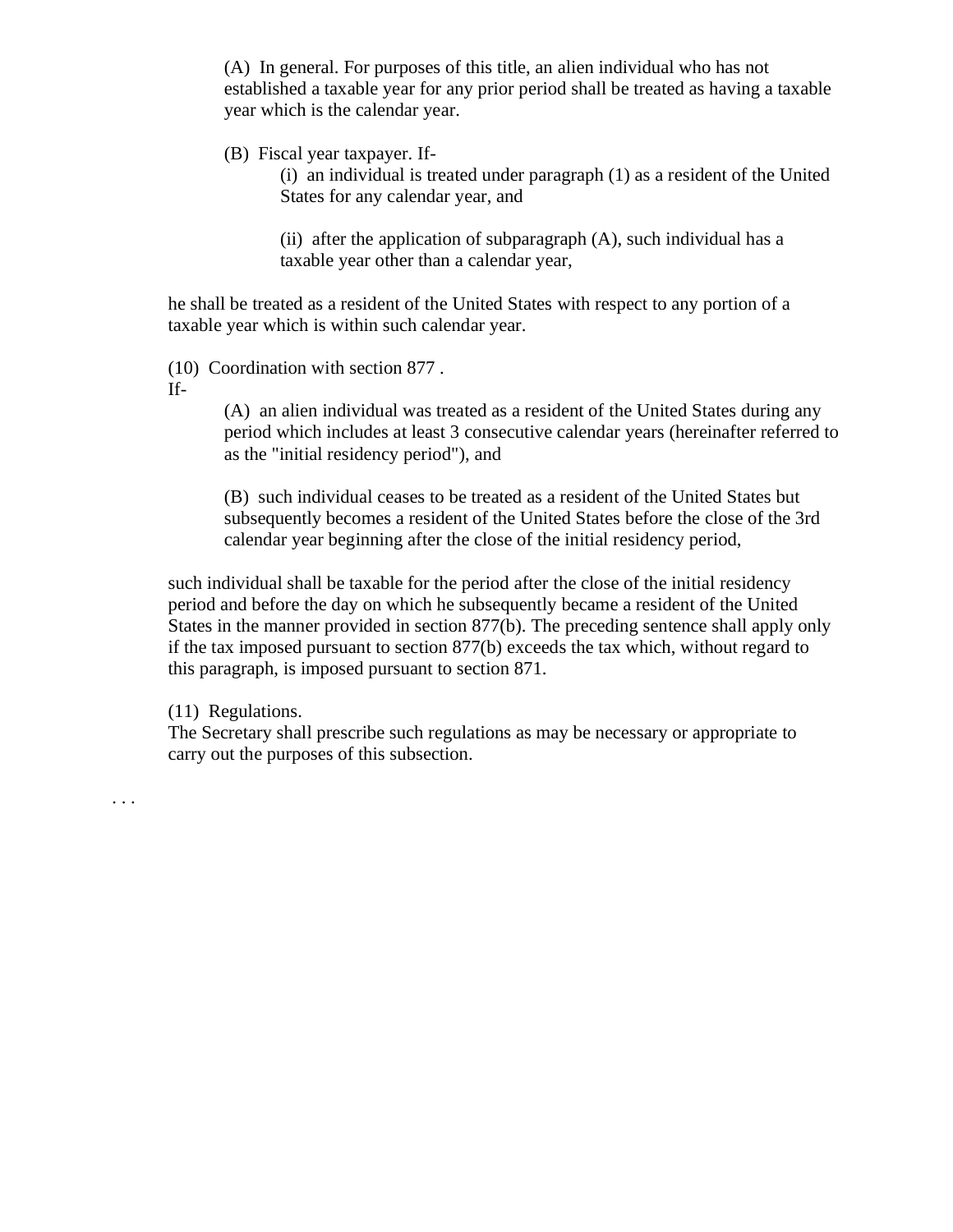(A) In general. For purposes of this title, an alien individual who has not established a taxable year for any prior period shall be treated as having a taxable year which is the calendar year.

(B) Fiscal year taxpayer. If-

(i) an individual is treated under paragraph (1) as a resident of the United States for any calendar year, and

(ii) after the application of subparagraph (A), such individual has a taxable year other than a calendar year,

he shall be treated as a resident of the United States with respect to any portion of a taxable year which is within such calendar year.

(10) Coordination with section 877 .
If-

(A) an alien individual was treated as a resident of the United States during any period which includes at least 3 consecutive calendar years (hereinafter referred to as the "initial residency period"), and

(B) such individual ceases to be treated as a resident of the United States but subsequently becomes a resident of the United States before the close of the 3rd calendar year beginning after the close of the initial residency period,

such individual shall be taxable for the period after the close of the initial residency period and before the day on which he subsequently became a resident of the United States in the manner provided in section 877(b). The preceding sentence shall apply only if the tax imposed pursuant to section 877(b) exceeds the tax which, without regard to this paragraph, is imposed pursuant to section 871.

(11) Regulations.
The Secretary shall prescribe such regulations as may be necessary or appropriate to carry out the purposes of this subsection.

. . .